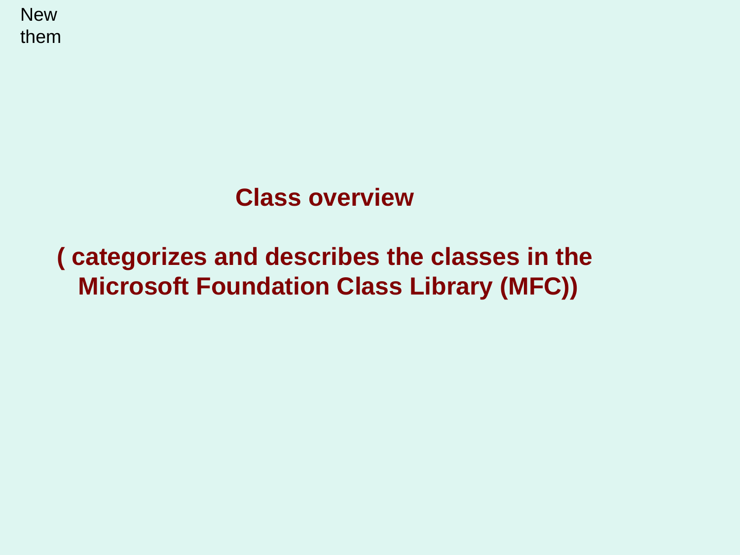New
them

# Class overview

## ( categorizes and describes the classes in the Microsoft Foundation Class Library (MFC))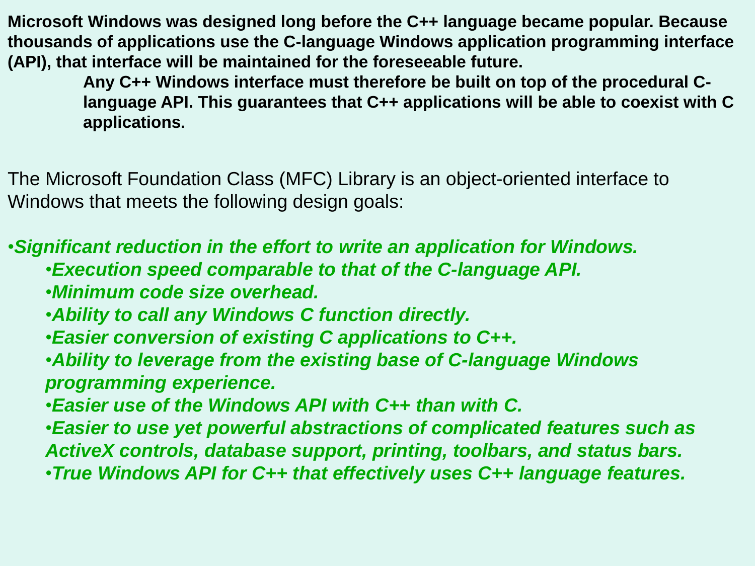**Microsoft Windows was designed long before the C++ language became popular. Because thousands of applications use the C-language Windows application programming interface (API), that interface will be maintained for the foreseeable future.**

**Any C++ Windows interface must therefore be built on top of the procedural C-language API. This guarantees that C++ applications will be able to coexist with C applications.**

The Microsoft Foundation Class (MFC) Library is an object-oriented interface to Windows that meets the following design goals:

- ***Significant reduction in the effort to write an application for Windows.***
  - ***Execution speed comparable to that of the C-language API.***
  - ***Minimum code size overhead.***
  - ***Ability to call any Windows C function directly.***
  - ***Easier conversion of existing C applications to C++.***
  - ***Ability to leverage from the existing base of C-language Windows programming experience.***
  - ***Easier use of the Windows API with C++ than with C.***
  - ***Easier to use yet powerful abstractions of complicated features such as ActiveX controls, database support, printing, toolbars, and status bars.***
  - ***True Windows API for C++ that effectively uses C++ language features.***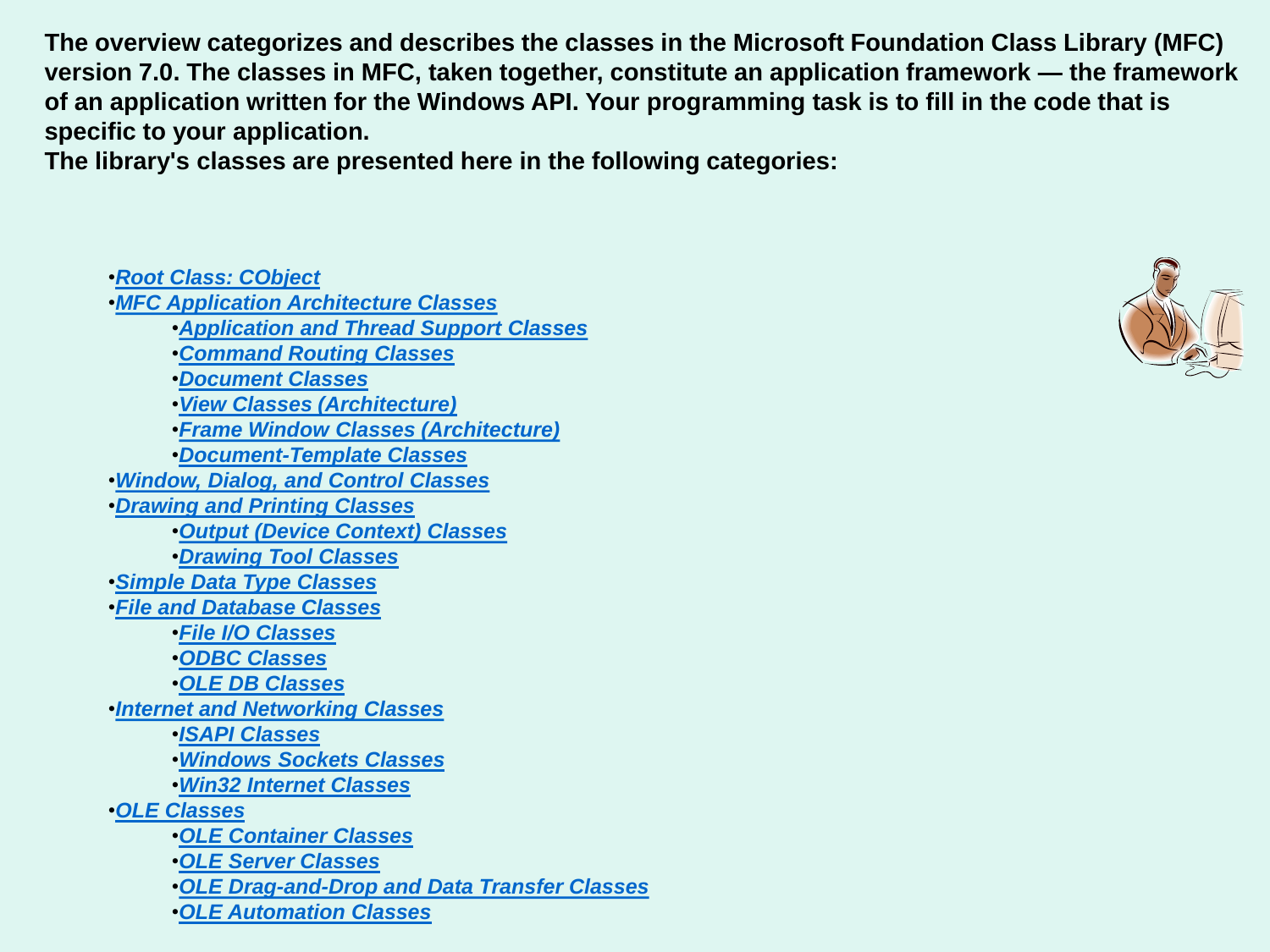**The overview categorizes and describes the classes in the Microsoft Foundation Class Library (MFC) version 7.0. The classes in MFC, taken together, constitute an application framework — the framework of an application written for the Windows API. Your programming task is to fill in the code that is specific to your application.**

**The library's classes are presented here in the following categories:**

- ***Root Class: CObject***
- ***MFC Application Architecture Classes***
  - ***Application and Thread Support Classes***
  - ***Command Routing Classes***
  - ***Document Classes***
  - ***View Classes (Architecture)***
  - ***Frame Window Classes (Architecture)***
  - ***Document-Template Classes***
- ***Window, Dialog, and Control Classes***
- ***Drawing and Printing Classes***
  - ***Output (Device Context) Classes***
  - ***Drawing Tool Classes***
- ***Simple Data Type Classes***
- ***File and Database Classes***
  - ***File I/O Classes***
  - ***ODBC Classes***
  - ***OLE DB Classes***
- ***Internet and Networking Classes***
  - ***ISAPI Classes***
  - ***Windows Sockets Classes***
  - ***Win32 Internet Classes***
- ***OLE Classes***
  - ***OLE Container Classes***
  - ***OLE Server Classes***
  - ***OLE Drag-and-Drop and Data Transfer Classes***
  - ***OLE Automation Classes***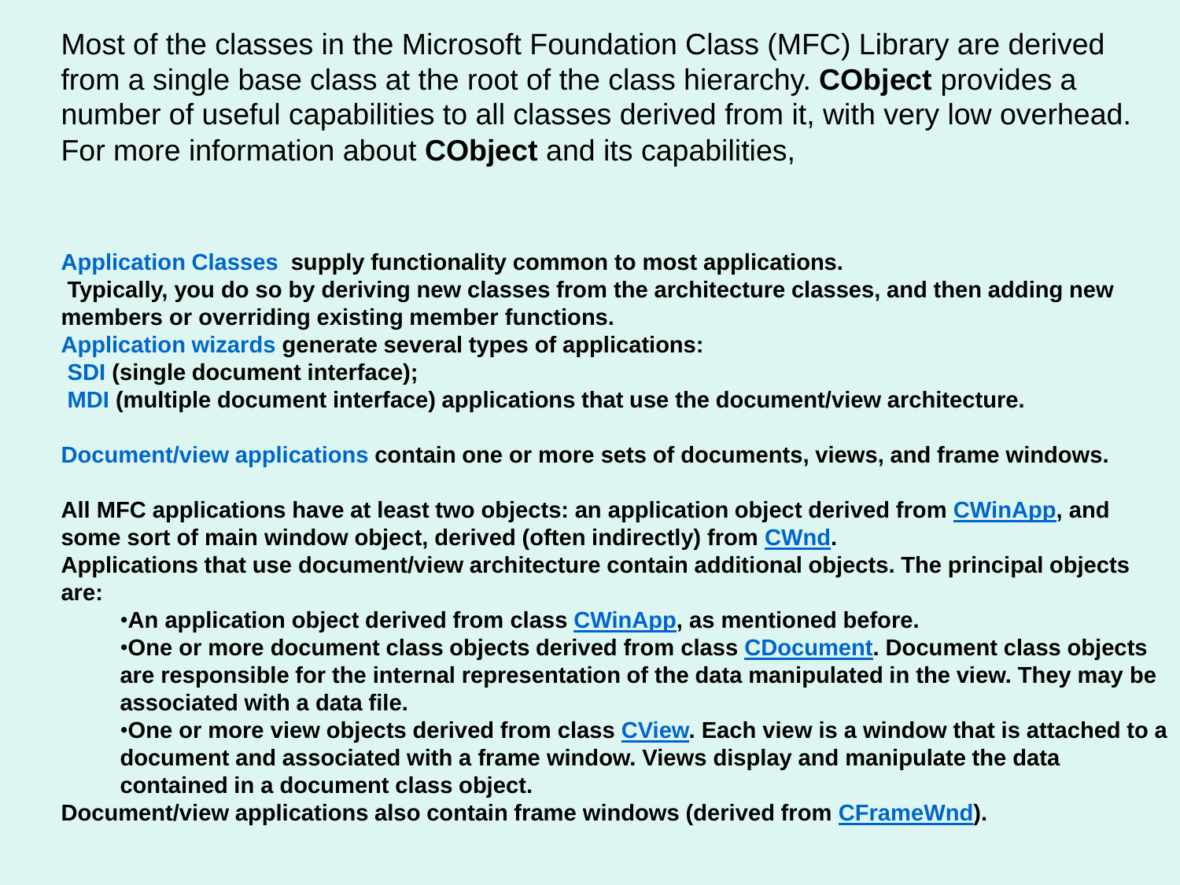Most of the classes in the Microsoft Foundation Class (MFC) Library are derived from a single base class at the root of the class hierarchy. **CObject** provides a number of useful capabilities to all classes derived from it, with very low overhead. For more information about **CObject** and its capabilities,

**Application Classes supply functionality common to most applications.**
**Typically, you do so by deriving new classes from the architecture classes, and then adding new members or overriding existing member functions.**
**Application wizards generate several types of applications:**
**SDI (single document interface);**
**MDI (multiple document interface) applications that use the document/view architecture.**

**Document/view applications contain one or more sets of documents, views, and frame windows.**

**All MFC applications have at least two objects: an application object derived from CWinApp, and some sort of main window object, derived (often indirectly) from CWnd.**
**Applications that use document/view architecture contain additional objects. The principal objects are:**

- **An application object derived from class CWinApp, as mentioned before.**
- **One or more document class objects derived from class CDocument. Document class objects are responsible for the internal representation of the data manipulated in the view. They may be associated with a data file.**
- **One or more view objects derived from class CView. Each view is a window that is attached to a document and associated with a frame window. Views display and manipulate the data contained in a document class object.**

**Document/view applications also contain frame windows (derived from CFrameWnd).**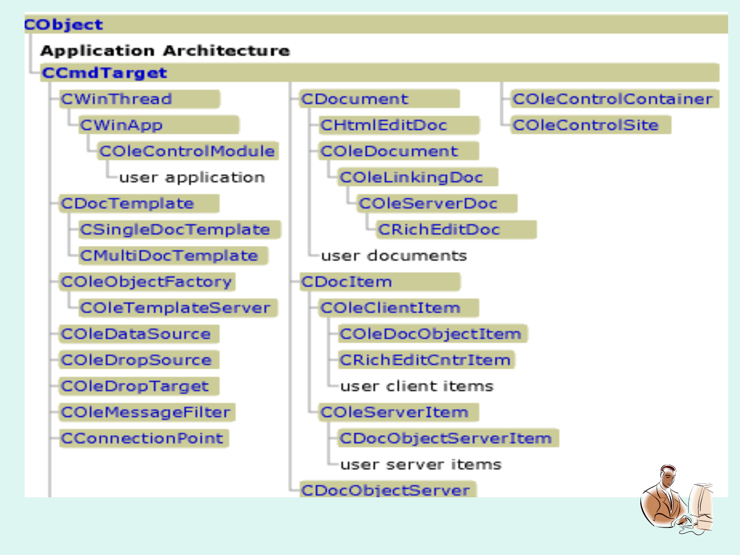# CObject

**Application Architecture**

## CCmdTarget

- CWinThread
  - CWinApp
    - COleControlModule
      - user application
- CDocTemplate
  - CSingleDocTemplate
  - CMultiDocTemplate
- COleObjectFactory
  - COleTemplateServer
- COleDataSource
- COleDropSource
- COleDropTarget
- COleMessageFilter
- CConnectionPoint
- CDocument
  - CHtmlEditDoc
  - COleDocument
    - COleLinkingDoc
      - COleServerDoc
        - CRichEditDoc
  - user documents
- CDocItem
  - COleClientItem
    - COleDocObjectItem
    - CRichEditCntrItem
    - user client items
  - COleServerItem
    - CDocObjectServerItem
    - user server items
- CDocObjectServer
- COleControlContainer
- COleControlSite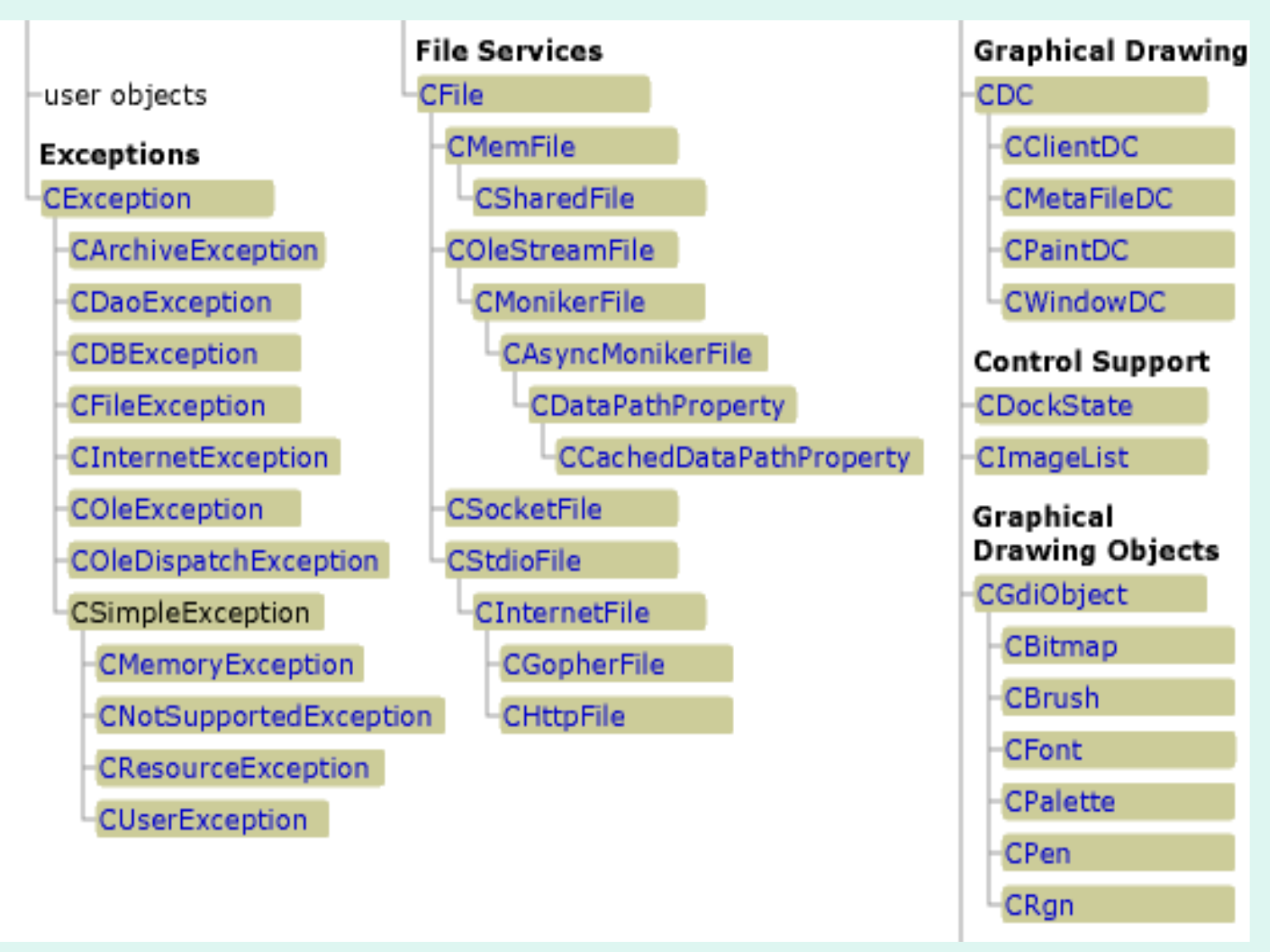- user objects

**Exceptions**

- CException
  - CArchiveException
  - CDaoException
  - CDBException
  - CFileException
  - CInternetException
  - COleException
  - COleDispatchException
  - CSimpleException
    - CMemoryException
    - CNotSupportedException
    - CResourceException
    - CUserException

**File Services**

- CFile
  - CMemFile
    - CSharedFile
  - COleStreamFile
    - CMonikerFile
      - CAsyncMonikerFile
        - CDataPathProperty
          - CCachedDataPathProperty
  - CSocketFile
  - CStdioFile
    - CInternetFile
      - CGopherFile
      - CHttpFile

**Graphical Drawing**

- CDC
  - CClientDC
  - CMetaFileDC
  - CPaintDC
  - CWindowDC

**Control Support**

- CDockState
- CImageList

**Graphical Drawing Objects**

- CGdiObject
  - CBitmap
  - CBrush
  - CFont
  - CPalette
  - CPen
  - CRgn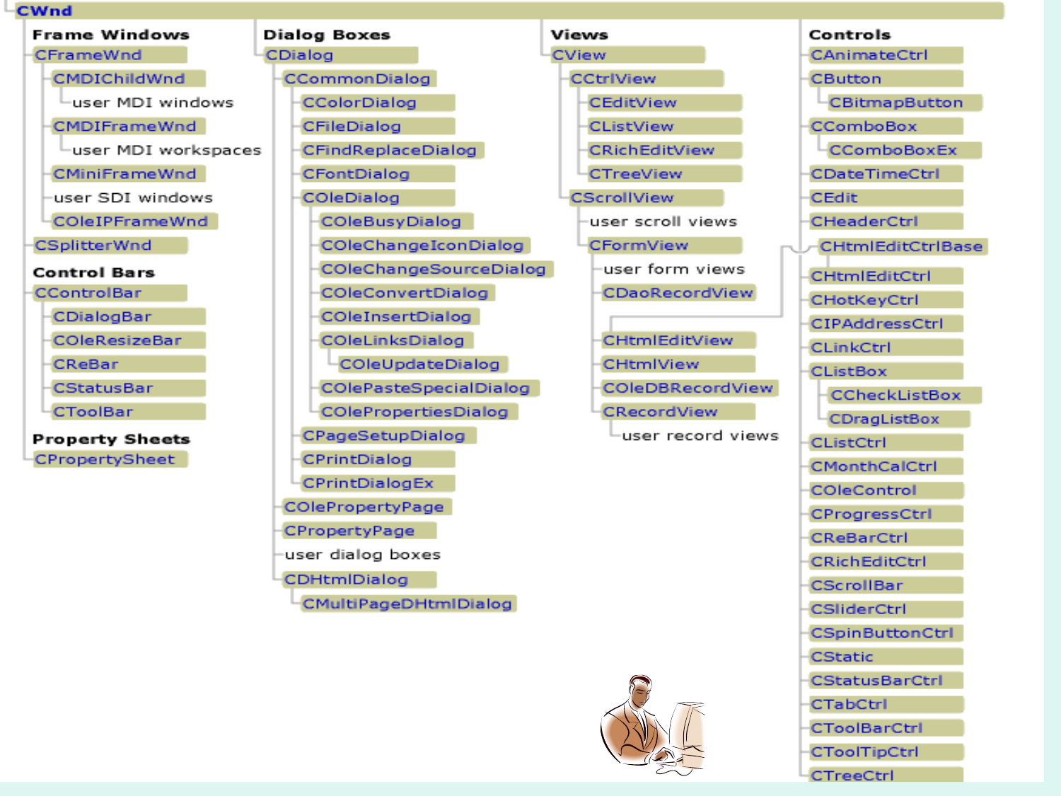# CWnd

## Frame Windows

- CFrameWnd
  - CMDIChildWnd
    - user MDI windows
  - CMDIFrameWnd
    - user MDI workspaces
  - CMiniFrameWnd
  - user SDI windows
  - COleIPFrameWnd
- CSplitterWnd

## Control Bars

- CControlBar
  - CDialogBar
  - COleResizeBar
  - CReBar
  - CStatusBar
  - CToolBar

## Property Sheets

- CPropertySheet

## Dialog Boxes

- CDialog
  - CCommonDialog
    - CColorDialog
    - CFileDialog
    - CFindReplaceDialog
    - CFontDialog
    - COleDialog
      - COleBusyDialog
      - COleChangeIconDialog
      - COleChangeSourceDialog
      - COleConvertDialog
      - COleInsertDialog
      - COleLinksDialog
        - COleUpdateDialog
      - COlePasteSpecialDialog
      - COlePropertiesDialog
    - CPageSetupDialog
    - CPrintDialog
    - CPrintDialogEx
  - COlePropertyPage
  - CPropertyPage
  - user dialog boxes
  - CDHtmlDialog
    - CMultiPageDHtmlDialog

## Views

- CView
  - CCtrlView
    - CEditView
    - CListView
    - CRichEditView
    - CTreeView
  - CScrollView
    - user scroll views
    - CFormView
      - user form views
      - CDaoRecordView
      - CHtmlEditView
      - CHtmlView
      - COleDBRecordView
      - CRecordView
        - user record views

## Controls

- CAnimateCtrl
- CButton
  - CBitmapButton
- CComboBox
  - CComboBoxEx
- CDateTimeCtrl
- CEdit
- CHeaderCtrl
- CHtmlEditCtrlBase
  - CHtmlEditCtrl
- CHotKeyCtrl
- CIPAddressCtrl
- CLinkCtrl
- CListBox
  - CCheckListBox
  - CDragListBox
- CListCtrl
- CMonthCalCtrl
- COleControl
- CProgressCtrl
- CReBarCtrl
- CRichEditCtrl
- CScrollBar
- CSliderCtrl
- CSpinButtonCtrl
- CStatic
- CStatusBarCtrl
- CTabCtrl
- CToolBarCtrl
- CToolTipCtrl
- CTreeCtrl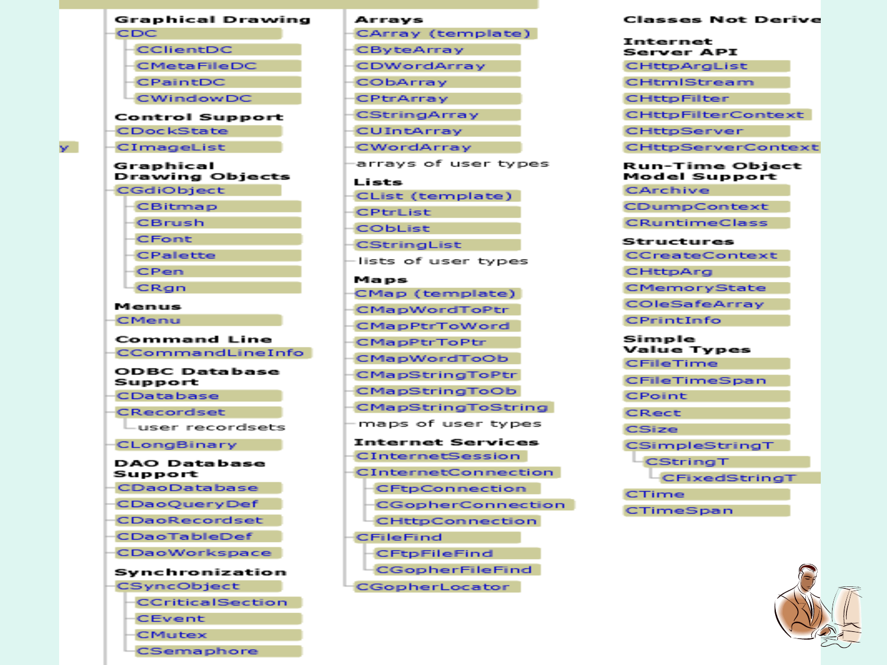### Graphical Drawing

- CDC
  - CClientDC
  - CMetaFileDC
  - CPaintDC
  - CWindowDC

### Control Support

- CDockState
- CImageList

### Graphical Drawing Objects

- CGdiObject
  - CBitmap
  - CBrush
  - CFont
  - CPalette
  - CPen
  - CRgn

### Menus

- CMenu

### Command Line

- CCommandLineInfo

### ODBC Database Support

- CDatabase
- CRecordset
  - user recordsets
- CLongBinary

### DAO Database Support

- CDaoDatabase
- CDaoQueryDef
- CDaoRecordset
- CDaoTableDef
- CDaoWorkspace

### Synchronization

- CSyncObject
  - CCriticalSection
  - CEvent
  - CMutex
  - CSemaphore

### Arrays

- CArray (template)
- CByteArray
- CDWordArray
- CObArray
- CPtrArray
- CStringArray
- CUIntArray
- CWordArray
- arrays of user types

### Lists

- CList (template)
- CPtrList
- CObList
- CStringList
- lists of user types

### Maps

- CMap (template)
- CMapWordToPtr
- CMapPtrToWord
- CMapPtrToPtr
- CMapWordToOb
- CMapStringToPtr
- CMapStringToOb
- CMapStringToString
- maps of user types

### Internet Services

- CInternetSession
- CInternetConnection
  - CFtpConnection
  - CGopherConnection
  - CHttpConnection
- CFileFind
  - CFtpFileFind
  - CGopherFileFind
- CGopherLocator

### Classes Not Derive

#### Internet Server API

- CHttpArgList
- CHtmlStream
- CHttpFilter
- CHttpFilterContext
- CHttpServer
- CHttpServerContext

#### Run-Time Object Model Support

- CArchive
- CDumpContext
- CRuntimeClass

#### Structures

- CCreateContext
- CHttpArg
- CMemoryState
- COleSafeArray
- CPrintInfo

#### Simple Value Types

- CFileTime
- CFileTimeSpan
- CPoint
- CRect
- CSize
- CSimpleStringT
  - CStringT
    - CFixedStringT
- CTime
- CTimeSpan